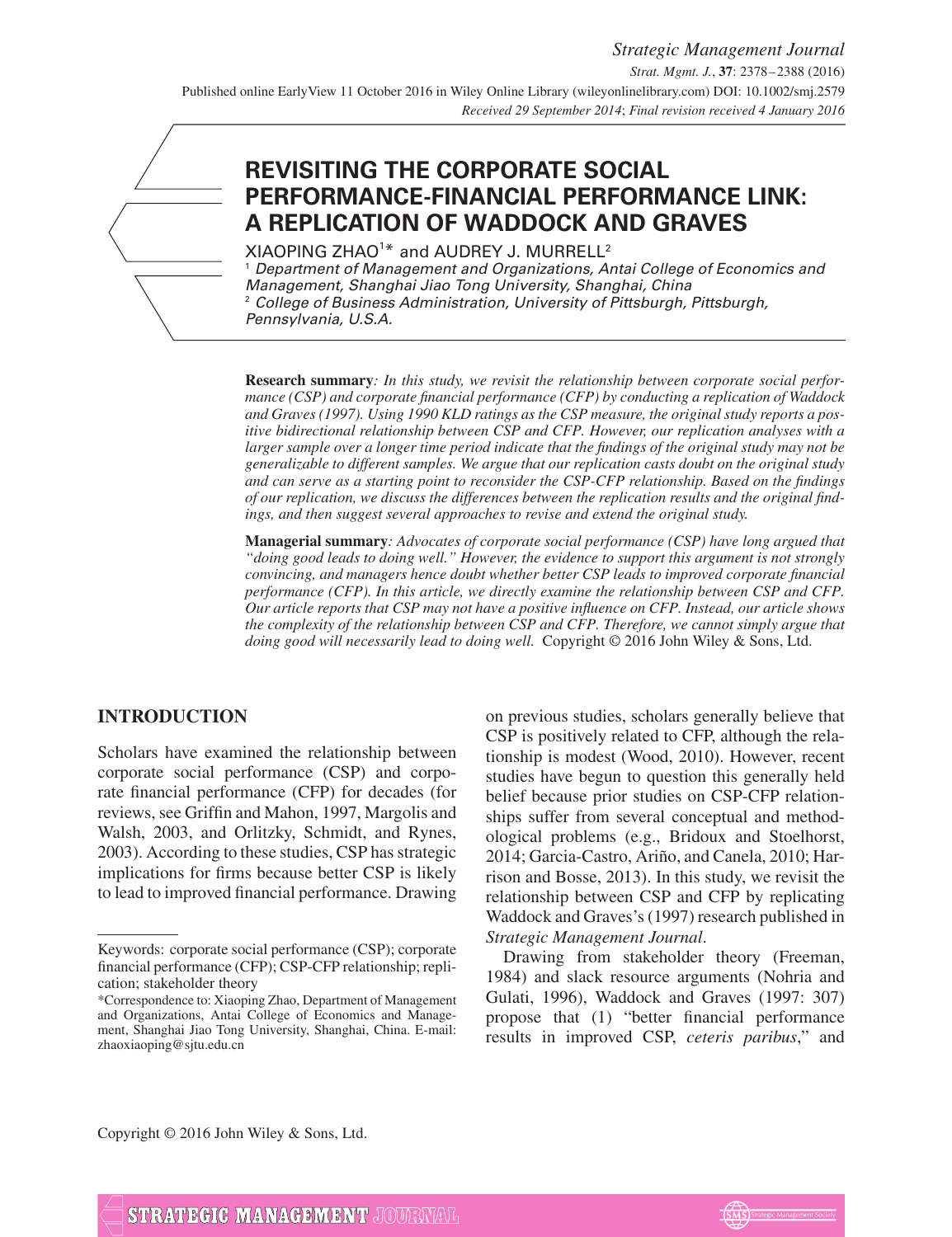# REVISITING THE CORPORATE SOCIAL PERFORMANCE-FINANCIAL PERFORMANCE LINK: A REPLICATION OF WADDOCK AND GRAVES

XIAOPING ZHAO[1]* and AUDREY J. MURRELL[2]

[1] *Department of Management and Organizations, Antai College of Economics and Management, Shanghai Jiao Tong University, Shanghai, China*

[2] *College of Business Administration, University of Pittsburgh, Pittsburgh, Pennsylvania, U.S.A.*

**Research summary***: In this study, we revisit the relationship between corporate social performance (CSP) and corporate financial performance (CFP) by conducting a replication of Waddock and Graves (1997). Using 1990 KLD ratings as the CSP measure, the original study reports a positive bidirectional relationship between CSP and CFP. However, our replication analyses with a larger sample over a longer time period indicate that the findings of the original study may not be generalizable to different samples. We argue that our replication casts doubt on the original study and can serve as a starting point to reconsider the CSP-CFP relationship. Based on the findings of our replication, we discuss the differences between the replication results and the original findings, and then suggest several approaches to revise and extend the original study.*

**Managerial summary***: Advocates of corporate social performance (CSP) have long argued that "doing good leads to doing well." However, the evidence to support this argument is not strongly convincing, and managers hence doubt whether better CSP leads to improved corporate financial performance (CFP). In this article, we directly examine the relationship between CSP and CFP. Our article reports that CSP may not have a positive influence on CFP. Instead, our article shows the complexity of the relationship between CSP and CFP. Therefore, we cannot simply argue that doing good will necessarily lead to doing well.* Copyright © 2016 John Wiley & Sons, Ltd.

## INTRODUCTION

Scholars have examined the relationship between corporate social performance (CSP) and corporate financial performance (CFP) for decades (for reviews, see Griffin and Mahon, 1997, Margolis and Walsh, 2003, and Orlitzky, Schmidt, and Rynes, 2003). According to these studies, CSP has strategic implications for firms because better CSP is likely to lead to improved financial performance. Drawing on previous studies, scholars generally believe that CSP is positively related to CFP, although the relationship is modest (Wood, 2010). However, recent studies have begun to question this generally held belief because prior studies on CSP-CFP relationships suffer from several conceptual and methodological problems (e.g., Bridoux and Stoelhorst, 2014; Garcia-Castro, Ariño, and Canela, 2010; Harrison and Bosse, 2013). In this study, we revisit the relationship between CSP and CFP by replicating Waddock and Graves's (1997) research published in *Strategic Management Journal*.

Drawing from stakeholder theory (Freeman, 1984) and slack resource arguments (Nohria and Gulati, 1996), Waddock and Graves (1997: 307) propose that (1) "better financial performance results in improved CSP, *ceteris paribus*," and

Keywords: corporate social performance (CSP); corporate financial performance (CFP); CSP-CFP relationship; replication; stakeholder theory

*Correspondence to: Xiaoping Zhao, Department of Management and Organizations, Antai College of Economics and Management, Shanghai Jiao Tong University, Shanghai, China. E-mail: zhaoxiaoping@sjtu.edu.cn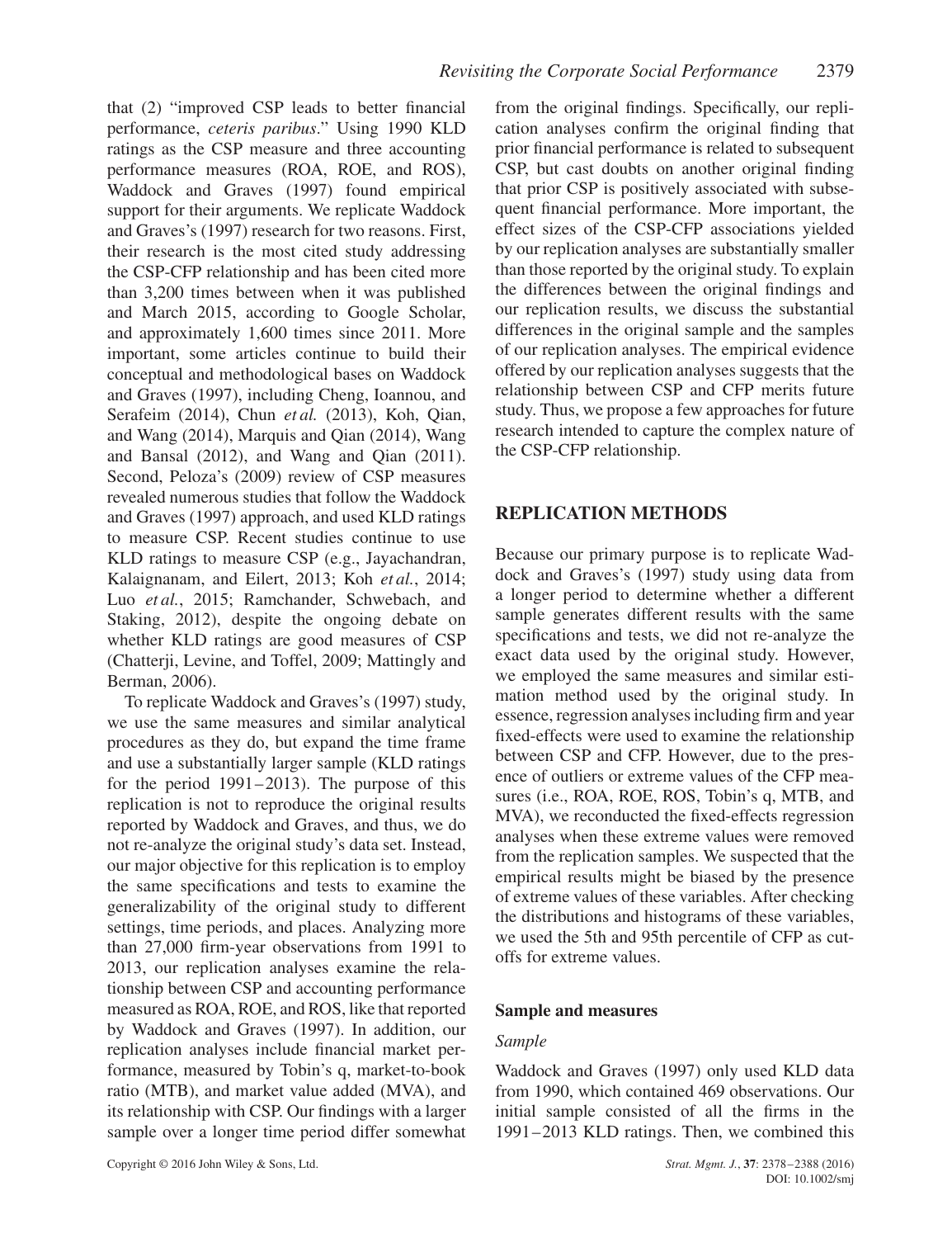that (2) "improved CSP leads to better financial performance, *ceteris paribus*." Using 1990 KLD ratings as the CSP measure and three accounting performance measures (ROA, ROE, and ROS), Waddock and Graves (1997) found empirical support for their arguments. We replicate Waddock and Graves's (1997) research for two reasons. First, their research is the most cited study addressing the CSP-CFP relationship and has been cited more than 3,200 times between when it was published and March 2015, according to Google Scholar, and approximately 1,600 times since 2011. More important, some articles continue to build their conceptual and methodological bases on Waddock and Graves (1997), including Cheng, Ioannou, and Serafeim (2014), Chun *et al.* (2013), Koh, Qian, and Wang (2014), Marquis and Qian (2014), Wang and Bansal (2012), and Wang and Qian (2011). Second, Peloza's (2009) review of CSP measures revealed numerous studies that follow the Waddock and Graves (1997) approach, and used KLD ratings to measure CSP. Recent studies continue to use KLD ratings to measure CSP (e.g., Jayachandran, Kalaignanam, and Eilert, 2013; Koh *et al.*, 2014; Luo *et al.*, 2015; Ramchander, Schwebach, and Staking, 2012), despite the ongoing debate on whether KLD ratings are good measures of CSP (Chatterji, Levine, and Toffel, 2009; Mattingly and Berman, 2006).

To replicate Waddock and Graves's (1997) study, we use the same measures and similar analytical procedures as they do, but expand the time frame and use a substantially larger sample (KLD ratings for the period 1991–2013). The purpose of this replication is not to reproduce the original results reported by Waddock and Graves, and thus, we do not re-analyze the original study's data set. Instead, our major objective for this replication is to employ the same specifications and tests to examine the generalizability of the original study to different settings, time periods, and places. Analyzing more than 27,000 firm-year observations from 1991 to 2013, our replication analyses examine the relationship between CSP and accounting performance measured as ROA, ROE, and ROS, like that reported by Waddock and Graves (1997). In addition, our replication analyses include financial market performance, measured by Tobin's q, market-to-book ratio (MTB), and market value added (MVA), and its relationship with CSP. Our findings with a larger sample over a longer time period differ somewhat from the original findings. Specifically, our replication analyses confirm the original finding that prior financial performance is related to subsequent CSP, but cast doubts on another original finding that prior CSP is positively associated with subsequent financial performance. More important, the effect sizes of the CSP-CFP associations yielded by our replication analyses are substantially smaller than those reported by the original study. To explain the differences between the original findings and our replication results, we discuss the substantial differences in the original sample and the samples of our replication analyses. The empirical evidence offered by our replication analyses suggests that the relationship between CSP and CFP merits future study. Thus, we propose a few approaches for future research intended to capture the complex nature of the CSP-CFP relationship.

## REPLICATION METHODS

Because our primary purpose is to replicate Waddock and Graves's (1997) study using data from a longer period to determine whether a different sample generates different results with the same specifications and tests, we did not re-analyze the exact data used by the original study. However, we employed the same measures and similar estimation method used by the original study. In essence, regression analyses including firm and year fixed-effects were used to examine the relationship between CSP and CFP. However, due to the presence of outliers or extreme values of the CFP measures (i.e., ROA, ROE, ROS, Tobin's q, MTB, and MVA), we reconducted the fixed-effects regression analyses when these extreme values were removed from the replication samples. We suspected that the empirical results might be biased by the presence of extreme values of these variables. After checking the distributions and histograms of these variables, we used the 5th and 95th percentile of CFP as cutoffs for extreme values.

### Sample and measures

#### *Sample*

Waddock and Graves (1997) only used KLD data from 1990, which contained 469 observations. Our initial sample consisted of all the firms in the 1991–2013 KLD ratings. Then, we combined this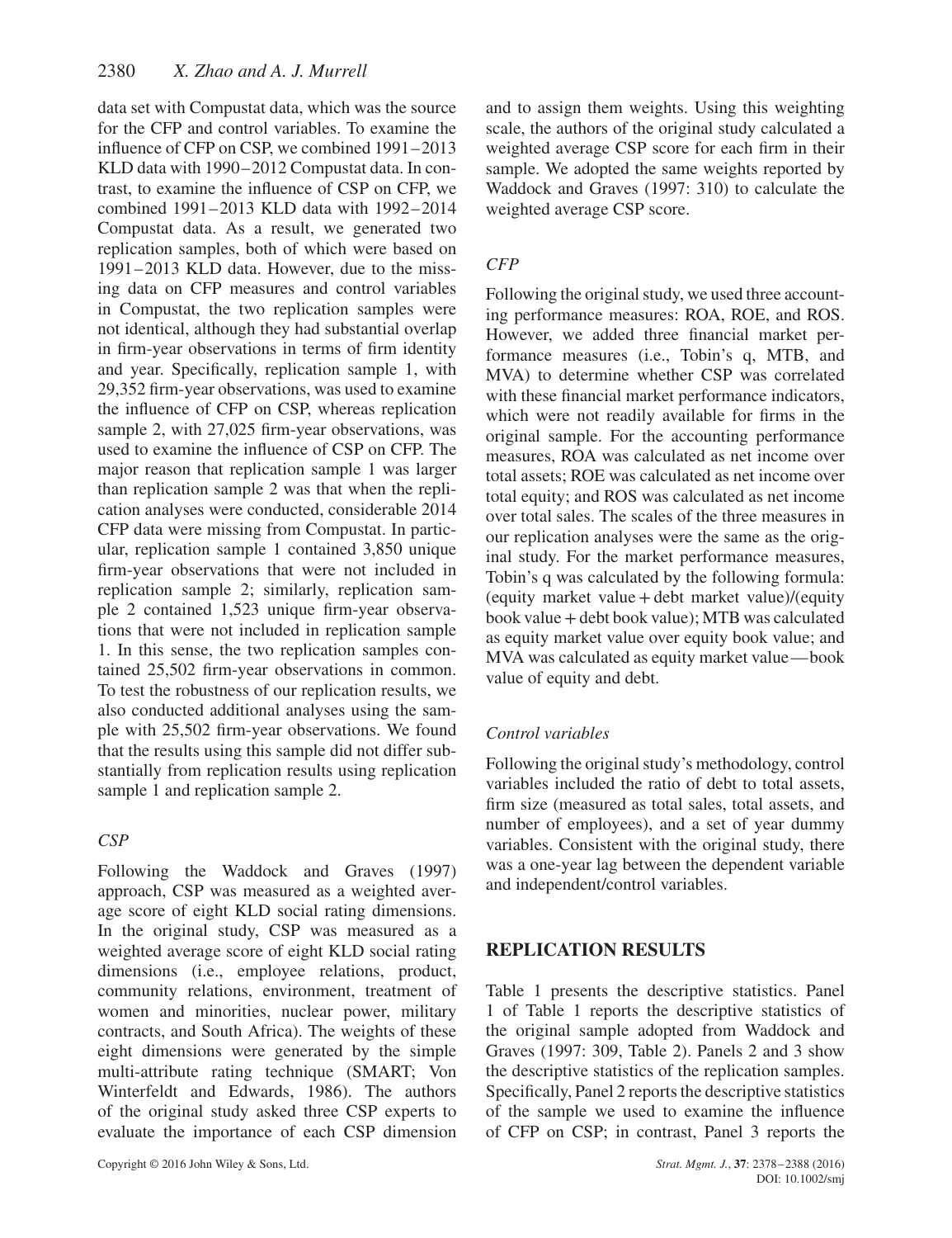data set with Compustat data, which was the source for the CFP and control variables. To examine the influence of CFP on CSP, we combined 1991–2013 KLD data with 1990–2012 Compustat data. In contrast, to examine the influence of CSP on CFP, we combined 1991–2013 KLD data with 1992–2014 Compustat data. As a result, we generated two replication samples, both of which were based on 1991–2013 KLD data. However, due to the missing data on CFP measures and control variables in Compustat, the two replication samples were not identical, although they had substantial overlap in firm-year observations in terms of firm identity and year. Specifically, replication sample 1, with 29,352 firm-year observations, was used to examine the influence of CFP on CSP, whereas replication sample 2, with 27,025 firm-year observations, was used to examine the influence of CSP on CFP. The major reason that replication sample 1 was larger than replication sample 2 was that when the replication analyses were conducted, considerable 2014 CFP data were missing from Compustat. In particular, replication sample 1 contained 3,850 unique firm-year observations that were not included in replication sample 2; similarly, replication sample 2 contained 1,523 unique firm-year observations that were not included in replication sample 1. In this sense, the two replication samples contained 25,502 firm-year observations in common. To test the robustness of our replication results, we also conducted additional analyses using the sample with 25,502 firm-year observations. We found that the results using this sample did not differ substantially from replication results using replication sample 1 and replication sample 2.

### *CSP*

Following the Waddock and Graves (1997) approach, CSP was measured as a weighted average score of eight KLD social rating dimensions. In the original study, CSP was measured as a weighted average score of eight KLD social rating dimensions (i.e., employee relations, product, community relations, environment, treatment of women and minorities, nuclear power, military contracts, and South Africa). The weights of these eight dimensions were generated by the simple multi-attribute rating technique (SMART; Von Winterfeldt and Edwards, 1986). The authors of the original study asked three CSP experts to evaluate the importance of each CSP dimension and to assign them weights. Using this weighting scale, the authors of the original study calculated a weighted average CSP score for each firm in their sample. We adopted the same weights reported by Waddock and Graves (1997: 310) to calculate the weighted average CSP score.

### *CFP*

Following the original study, we used three accounting performance measures: ROA, ROE, and ROS. However, we added three financial market performance measures (i.e., Tobin's q, MTB, and MVA) to determine whether CSP was correlated with these financial market performance indicators, which were not readily available for firms in the original sample. For the accounting performance measures, ROA was calculated as net income over total assets; ROE was calculated as net income over total equity; and ROS was calculated as net income over total sales. The scales of the three measures in our replication analyses were the same as the original study. For the market performance measures, Tobin's q was calculated by the following formula: (equity market value + debt market value)/(equity book value + debt book value); MTB was calculated as equity market value over equity book value; and MVA was calculated as equity market value—book value of equity and debt.

### *Control variables*

Following the original study's methodology, control variables included the ratio of debt to total assets, firm size (measured as total sales, total assets, and number of employees), and a set of year dummy variables. Consistent with the original study, there was a one-year lag between the dependent variable and independent/control variables.

## REPLICATION RESULTS

Table 1 presents the descriptive statistics. Panel 1 of Table 1 reports the descriptive statistics of the original sample adopted from Waddock and Graves (1997: 309, Table 2). Panels 2 and 3 show the descriptive statistics of the replication samples. Specifically, Panel 2 reports the descriptive statistics of the sample we used to examine the influence of CFP on CSP; in contrast, Panel 3 reports the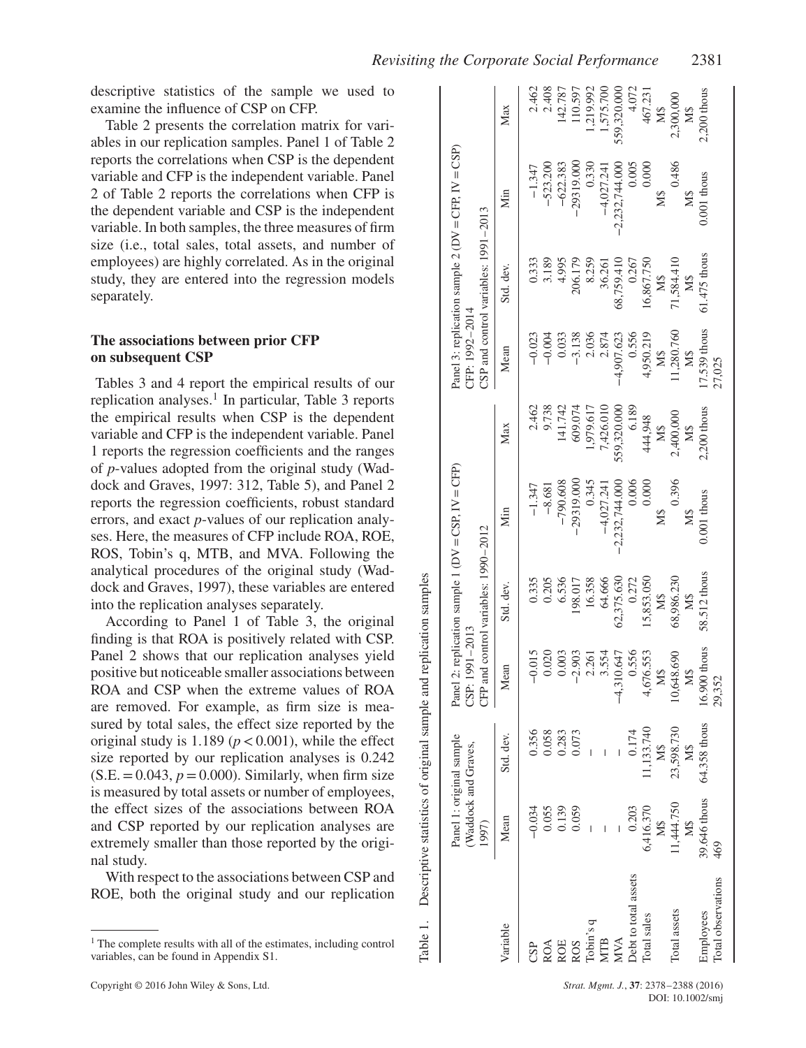descriptive statistics of the sample we used to examine the influence of CSP on CFP.

Table 2 presents the correlation matrix for variables in our replication samples. Panel 1 of Table 2 reports the correlations when CSP is the dependent variable and CFP is the independent variable. Panel 2 of Table 2 reports the correlations when CFP is the dependent variable and CSP is the independent variable. In both samples, the three measures of firm size (i.e., total sales, total assets, and number of employees) are highly correlated. As in the original study, they are entered into the regression models separately.

### The associations between prior CFP on subsequent CSP

Tables 3 and 4 report the empirical results of our replication analyses.[1] In particular, Table 3 reports the empirical results when CSP is the dependent variable and CFP is the independent variable. Panel 1 reports the regression coefficients and the ranges of *p*-values adopted from the original study (Waddock and Graves, 1997: 312, Table 5), and Panel 2 reports the regression coefficients, robust standard errors, and exact *p*-values of our replication analyses. Here, the measures of CFP include ROA, ROE, ROS, Tobin's q, MTB, and MVA. Following the analytical procedures of the original study (Waddock and Graves, 1997), these variables are entered into the replication analyses separately.

According to Panel 1 of Table 3, the original finding is that ROA is positively related with CSP. Panel 2 shows that our replication analyses yield positive but noticeable smaller associations between ROA and CSP when the extreme values of ROA are removed. For example, as firm size is measured by total sales, the effect size reported by the original study is 1.189 ($p < 0.001$), while the effect size reported by our replication analyses is 0.242 (S.E. = 0.043, $p = 0.000$). Similarly, when firm size is measured by total assets or number of employees, the effect sizes of the associations between ROA and CSP reported by our replication analyses are extremely smaller than those reported by the original study.

With respect to the associations between CSP and ROE, both the original study and our replication

Table 1. Descriptive statistics of original sample and replication samples

| Variable | Panel 1: original sample (Waddock and Graves, 1997) | | Panel 2: replication sample 1 (DV = CSP, IV = CFP) CSP: 1991–2013 CFP and control variables: 1990–2012 | | | | Panel 3: replication sample 2 (DV = CFP, IV = CSP) CFP: 1992–2014 CSP and control variables: 1991–2013 | | | |
|---|---|---|---|---|---|---|---|---|---|---|
| | Mean | Std. dev. | Mean | Std. dev. | Min | Max | Mean | Std. dev. | Min | Max |
| CSP | −0.034 | 0.356 | −0.015 | 0.335 | −1.347 | 2.462 | −0.023 | 0.333 | −1.347 | 2.462 |
| ROA | 0.055 | 0.058 | 0.020 | 0.205 | −8.681 | 9.738 | −0.004 | 3.189 | −523.200 | 2.408 |
| ROE | 0.139 | 0.283 | 0.003 | 6.536 | −790.608 | 141.742 | 0.033 | 4.995 | −622.383 | 142.787 |
| ROS | 0.059 | 0.073 | −2.903 | 198.017 | −29319.000 | 609.074 | −3.138 | 206.179 | −29319.000 | 110.597 |
| Tobin's q | – | – | 2.261 | 16.358 | 0.345 | 1,979.617 | 2.036 | 8.259 | 0.330 | 1,219.992 |
| MTB | – | – | 3.554 | 64.666 | −4,027.241 | 7,426.010 | 2.874 | 36.261 | −4,027.241 | 1,575.700 |
| MVA | – | – | −4,310.647 | 62,375.630 | −2,232,744.000 | 559,320.000 | −4,907.623 | 68,759.410 | −2,232,744.000 | 559,320.000 |
| Debt to total assets | 0.203 | 0.174 | 0.556 | 0.272 | 0.006 | 6.189 | 0.556 | 0.267 | 0.005 | 4.072 |
| Total sales | 6,416.370 M$ | 11,133.740 M$ | 4,676.553 M$ | 15,853.050 M$ | 0.000 M$ | 444,948 M$ | 4,950.219 M$ | 16,867.750 M$ | 0.000 M$ | 467.231 M$ |
| Total assets | 11,444.750 M$ | 23,598.730 M$ | 10,648.690 M$ | 68,986.230 M$ | 0.396 M$ | 2,400,000 M$ | 11,280.760 M$ | 71,584.410 M$ | 0.486 M$ | 2,300,000 M$ |
| Employees | 39.646 thous | 64.358 thous | 16.900 thous | 58.512 thous | 0.001 thous | 2,200 thous | 17.539 thous | 61.475 thous | 0.001 thous | 2,200 thous |
| Total observations | 469 | | 29,352 | | | | 27,025 | | | |

[1] The complete results with all of the estimates, including control variables, can be found in Appendix S1.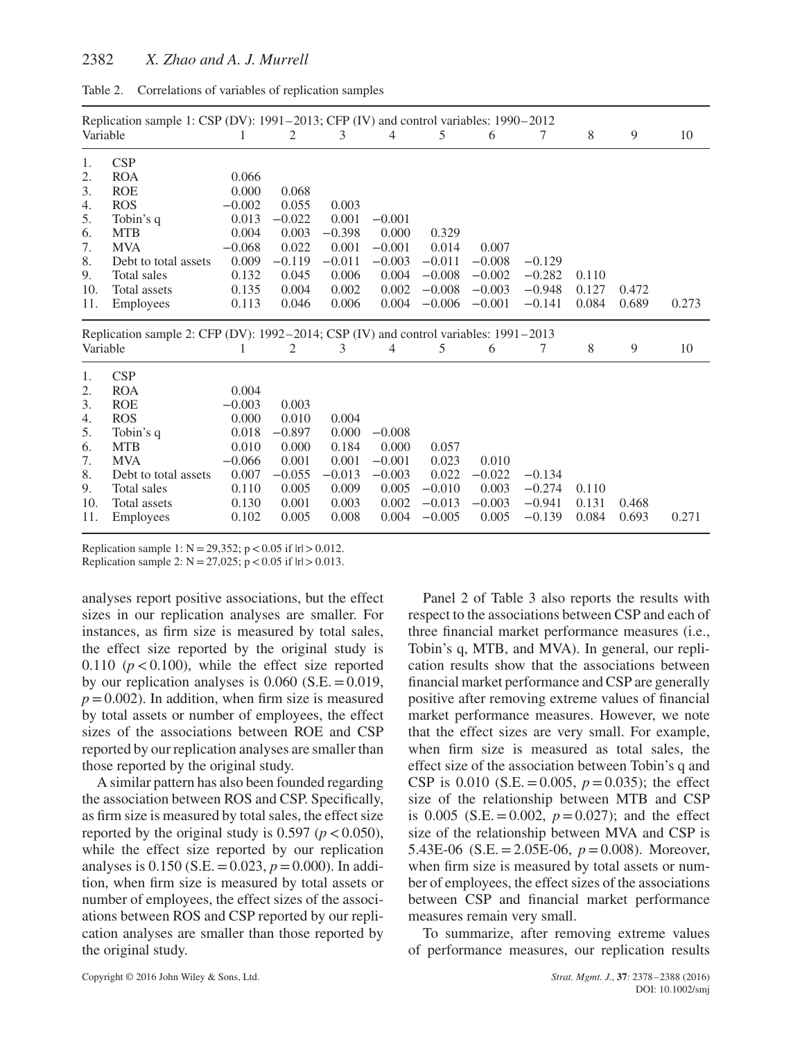Table 2. Correlations of variables of replication samples

| Replication sample 1: CSP (DV): 1991–2013; CFP (IV) and control variables: 1990–2012 | | | | | | | | | | | |
|---|---|---|---|---|---|---|---|---|---|---|---|
| Variable | | 1 | 2 | 3 | 4 | 5 | 6 | 7 | 8 | 9 | 10 |
| 1. | CSP | | | | | | | | | | |
| 2. | ROA | 0.066 | | | | | | | | | |
| 3. | ROE | 0.000 | 0.068 | | | | | | | | |
| 4. | ROS | −0.002 | 0.055 | 0.003 | | | | | | | |
| 5. | Tobin's q | 0.013 | −0.022 | 0.001 | −0.001 | | | | | | |
| 6. | MTB | 0.004 | 0.003 | −0.398 | 0.000 | 0.329 | | | | | |
| 7. | MVA | −0.068 | 0.022 | 0.001 | −0.001 | 0.014 | 0.007 | | | | |
| 8. | Debt to total assets | 0.009 | −0.119 | −0.011 | −0.003 | −0.011 | −0.008 | −0.129 | | | |
| 9. | Total sales | 0.132 | 0.045 | 0.006 | 0.004 | −0.008 | −0.002 | −0.282 | 0.110 | | |
| 10. | Total assets | 0.135 | 0.004 | 0.002 | 0.002 | −0.008 | −0.003 | −0.948 | 0.127 | 0.472 | |
| 11. | Employees | 0.113 | 0.046 | 0.006 | 0.004 | −0.006 | −0.001 | −0.141 | 0.084 | 0.689 | 0.273 |
| **Replication sample 2: CFP (DV): 1992–2014; CSP (IV) and control variables: 1991–2013** | | | | | | | | | | | |
| Variable | | 1 | 2 | 3 | 4 | 5 | 6 | 7 | 8 | 9 | 10 |
| 1. | CSP | | | | | | | | | | |
| 2. | ROA | 0.004 | | | | | | | | | |
| 3. | ROE | −0.003 | 0.003 | | | | | | | | |
| 4. | ROS | 0.000 | 0.010 | 0.004 | | | | | | | |
| 5. | Tobin's q | 0.018 | −0.897 | 0.000 | −0.008 | | | | | | |
| 6. | MTB | 0.010 | 0.000 | 0.184 | 0.000 | 0.057 | | | | | |
| 7. | MVA | −0.066 | 0.001 | 0.001 | −0.001 | 0.023 | 0.010 | | | | |
| 8. | Debt to total assets | 0.007 | −0.055 | −0.013 | −0.003 | 0.022 | −0.022 | −0.134 | | | |
| 9. | Total sales | 0.110 | 0.005 | 0.009 | 0.005 | −0.010 | 0.003 | −0.274 | 0.110 | | |
| 10. | Total assets | 0.130 | 0.001 | 0.003 | 0.002 | −0.013 | −0.003 | −0.941 | 0.131 | 0.468 | |
| 11. | Employees | 0.102 | 0.005 | 0.008 | 0.004 | −0.005 | 0.005 | −0.139 | 0.084 | 0.693 | 0.271 |

Replication sample 1: N = 29,352; $p < 0.05$ if $|r| > 0.012$.
Replication sample 2: N = 27,025; $p < 0.05$ if $|r| > 0.013$.

analyses report positive associations, but the effect sizes in our replication analyses are smaller. For instances, as firm size is measured by total sales, the effect size reported by the original study is 0.110 ($p < 0.100$), while the effect size reported by our replication analyses is 0.060 (S.E. = 0.019, $p = 0.002$). In addition, when firm size is measured by total assets or number of employees, the effect sizes of the associations between ROE and CSP reported by our replication analyses are smaller than those reported by the original study.

A similar pattern has also been founded regarding the association between ROS and CSP. Specifically, as firm size is measured by total sales, the effect size reported by the original study is 0.597 ($p < 0.050$), while the effect size reported by our replication analyses is 0.150 (S.E. = 0.023, $p = 0.000$). In addition, when firm size is measured by total assets or number of employees, the effect sizes of the associations between ROS and CSP reported by our replication analyses are smaller than those reported by the original study.

Panel 2 of Table 3 also reports the results with respect to the associations between CSP and each of three financial market performance measures (i.e., Tobin's q, MTB, and MVA). In general, our replication results show that the associations between financial market performance and CSP are generally positive after removing extreme values of financial market performance measures. However, we note that the effect sizes are very small. For example, when firm size is measured as total sales, the effect size of the association between Tobin's q and CSP is 0.010 (S.E. = 0.005, $p = 0.035$); the effect size of the relationship between MTB and CSP is 0.005 (S.E. = 0.002, $p = 0.027$); and the effect size of the relationship between MVA and CSP is 5.43E-06 (S.E. = 2.05E-06, $p = 0.008$). Moreover, when firm size is measured by total assets or number of employees, the effect sizes of the associations between CSP and financial market performance measures remain very small.

To summarize, after removing extreme values of performance measures, our replication results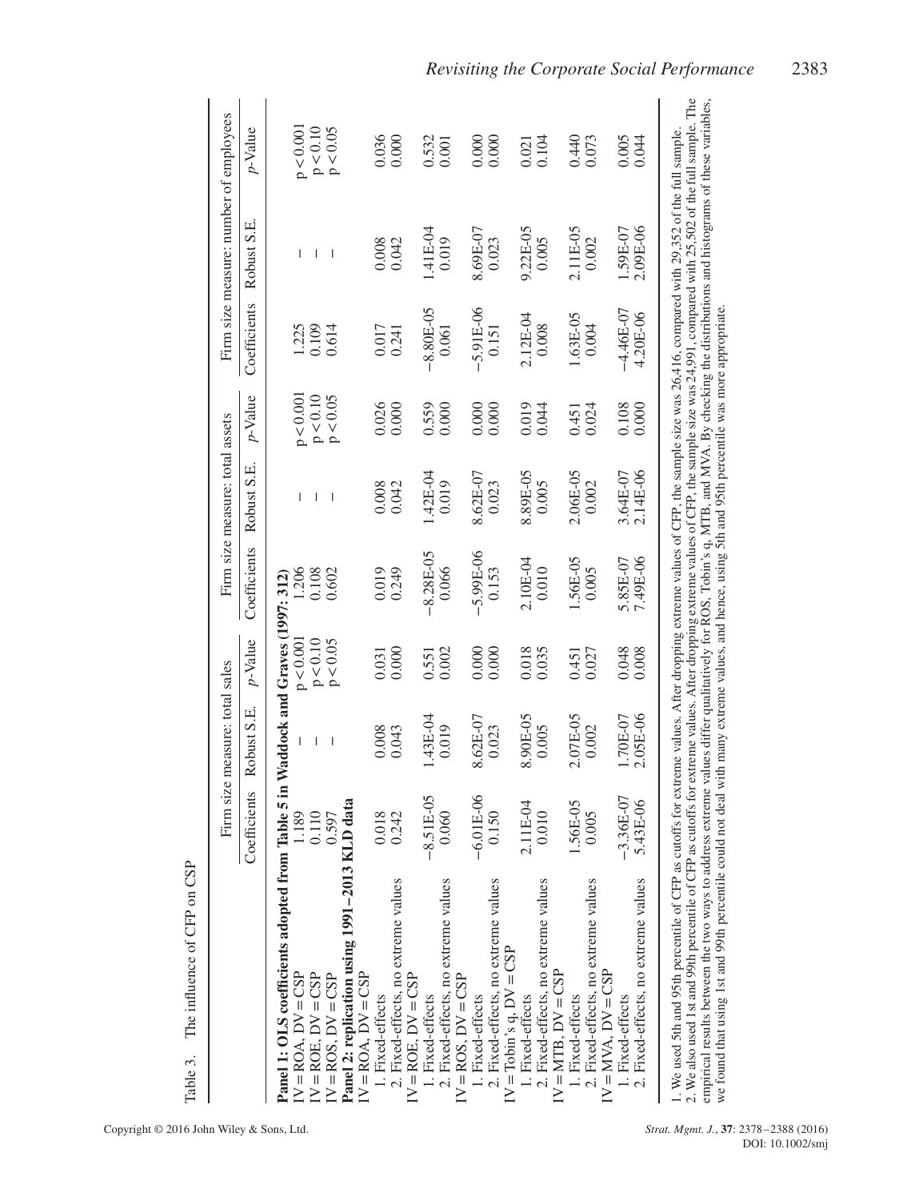Table 3. The influence of CFP on CSP

| | Firm size measure: total sales | | | Firm size measure: total assets | | | Firm size measure: number of employees | | |
|---|---|---|---|---|---|---|---|---|---|
| | Coefficients | Robust S.E. | p-Value | Coefficients | Robust S.E. | p-Value | Coefficients | Robust S.E. | p-Value |
| **Panel 1: OLS coefficients adopted from Table 5 in Waddock and Graves (1997: 312)** | | | | | | | | | |
| IV = ROA, DV = CSP | 1.189 | – | p < 0.001 | 1.206 | – | p < 0.001 | 1.225 | – | p < 0.001 |
| IV = ROE, DV = CSP | 0.110 | – | p < 0.10 | 0.108 | – | p < 0.10 | 0.109 | – | p < 0.10 |
| IV = ROS, DV = CSP | 0.597 | – | p < 0.05 | 0.602 | – | p < 0.05 | 0.614 | – | p < 0.05 |
| **Panel 2: replication using 1991–2013 KLD data** | | | | | | | | | |
| IV = ROA, DV = CSP | | | | | | | | | |
| 1. Fixed-effects | 0.018 | 0.008 | 0.031 | 0.019 | 0.008 | 0.026 | 0.017 | 0.008 | 0.036 |
| 2. Fixed-effects, no extreme values | 0.242 | 0.043 | 0.000 | 0.249 | 0.042 | 0.000 | 0.241 | 0.042 | 0.000 |
| IV = ROE, DV = CSP | | | | | | | | | |
| 1. Fixed-effects | −8.51E-05 | 1.43E-04 | 0.551 | −8.28E-05 | 1.42E-04 | 0.559 | −8.80E-05 | 1.41E-04 | 0.532 |
| 2. Fixed-effects, no extreme values | 0.060 | 0.019 | 0.002 | 0.066 | 0.019 | 0.000 | 0.061 | 0.019 | 0.001 |
| IV = ROS, DV = CSP | | | | | | | | | |
| 1. Fixed-effects | −6.01E-06 | 8.62E-07 | 0.000 | −5.99E-06 | 8.62E-07 | 0.000 | −5.91E-06 | 8.69E-07 | 0.000 |
| 2. Fixed-effects, no extreme values | 0.150 | 0.023 | 0.000 | 0.153 | 0.023 | 0.000 | 0.151 | 0.023 | 0.000 |
| IV = Tobin's q, DV = CSP | | | | | | | | | |
| 1. Fixed-effects | 2.11E-04 | 8.90E-05 | 0.018 | 2.10E-04 | 8.89E-05 | 0.019 | 2.12E-04 | 9.22E-05 | 0.021 |
| 2. Fixed-effects, no extreme values | 0.010 | 0.005 | 0.035 | 0.010 | 0.005 | 0.044 | 0.008 | 0.005 | 0.104 |
| IV = MTB, DV = CSP | | | | | | | | | |
| 1. Fixed-effects | 1.56E-05 | 2.07E-05 | 0.451 | 1.56E-05 | 2.06E-05 | 0.451 | 1.63E-05 | 2.11E-05 | 0.440 |
| 2. Fixed-effects, no extreme values | 0.005 | 0.002 | 0.027 | 0.005 | 0.002 | 0.024 | 0.004 | 0.002 | 0.073 |
| IV = MVA, DV = CSP | | | | | | | | | |
| 1. Fixed-effects | −3.36E-07 | 1.70E-07 | 0.048 | 5.85E-07 | 3.64E-07 | 0.108 | −4.46E-07 | 1.59E-07 | 0.005 |
| 2. Fixed-effects, no extreme values | 5.43E-06 | 2.05E-06 | 0.008 | 7.49E-06 | 2.14E-06 | 0.000 | 4.20E-06 | 2.09E-06 | 0.044 |

1. We used 5th and 95th percentile of CFP as cutoffs for extreme values. After dropping extreme values of CFP, the sample size was 26,416, compared with 29,352 of the full sample.
2. We also used 1st and 99th percentile of CFP as cutoffs for extreme values. After dropping extreme values of CFP, the sample size was 24,991, compared with 25,502 of the full sample. The empirical results between the two ways to address extreme values differ qualitatively for ROS, Tobin's q, MTB, and MVA. By checking the distributions and histograms of these variables, we found that using 1st and 99th percentile could not deal with many extreme values, and hence, using 5th and 95th percentile was more appropriate.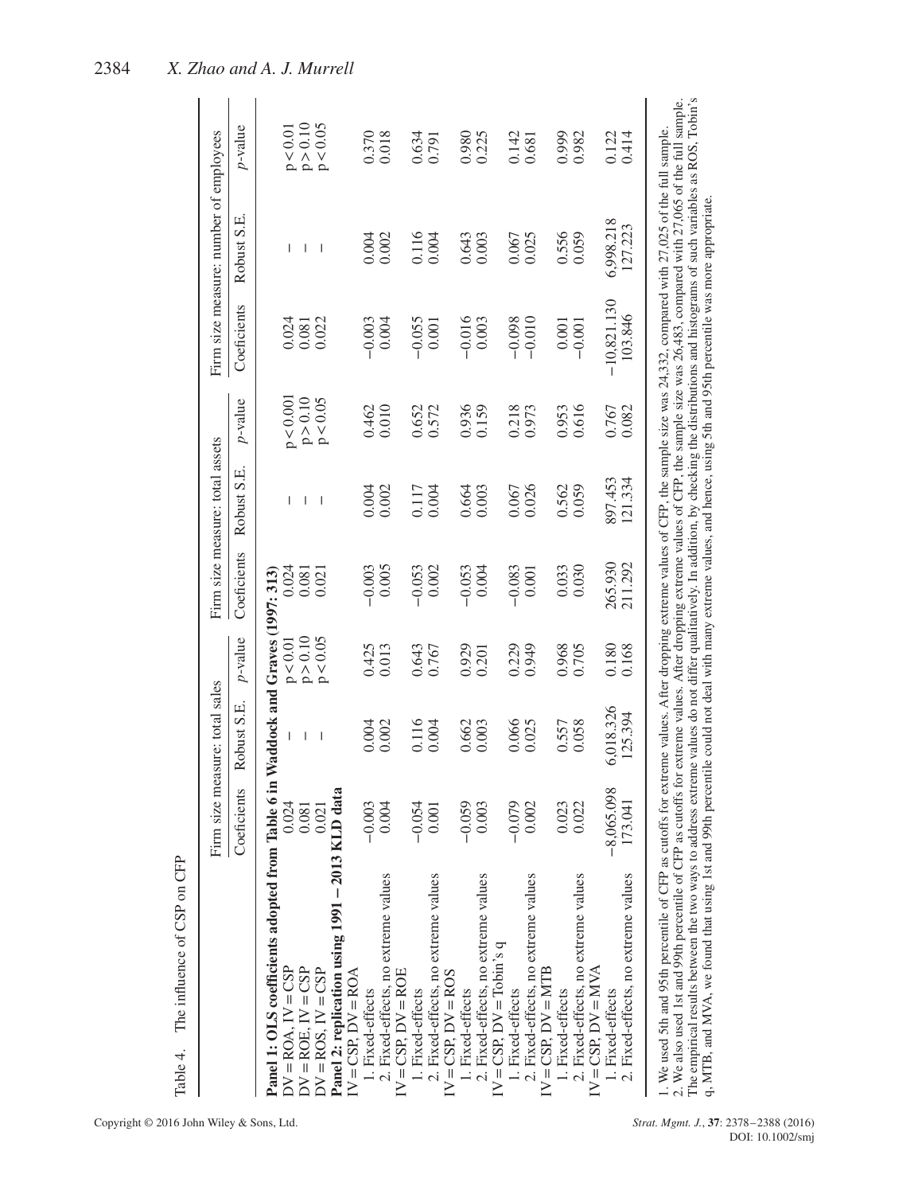Table 4. The influence of CSP on CFP

| | Firm size measure: total sales | | | Firm size measure: total assets | | | Firm size measure: number of employees | | |
|---|---|---|---|---|---|---|---|---|---|
| | Coeficients | Robust S.E. | *p*-value | Coeficients | Robust S.E. | *p*-value | Coeficients | Robust S.E. | *p*-value |
| **Panel 1: OLS coefficients adopted from Table 6 in Waddock and Graves (1997: 313)** | | | | | | | | | |
| DV = ROA, IV = CSP | 0.024 | – | $p < 0.01$ | 0.024 | – | $p < 0.001$ | 0.024 | – | $p < 0.01$ |
| DV = ROE, IV = CSP | 0.081 | – | $p > 0.10$ | 0.081 | – | $p > 0.10$ | 0.081 | – | $p > 0.10$ |
| DV = ROS, IV = CSP | 0.021 | – | $p < 0.05$ | 0.021 | – | $p < 0.05$ | 0.022 | – | $p < 0.05$ |
| **Panel 2: replication using 1991 – 2013 KLD data** | | | | | | | | | |
| IV = CSP, DV = ROA | | | | | | | | | |
| 1. Fixed-effects | −0.003 | 0.004 | 0.425 | −0.003 | 0.004 | 0.462 | −0.003 | 0.004 | 0.370 |
| 2. Fixed-effects, no extreme values | 0.004 | 0.002 | 0.013 | 0.005 | 0.002 | 0.010 | 0.004 | 0.002 | 0.018 |
| IV = CSP, DV = ROE | | | | | | | | | |
| 1. Fixed-effects | −0.054 | 0.116 | 0.643 | −0.053 | 0.117 | 0.652 | −0.055 | 0.116 | 0.634 |
| 2. Fixed-effects, no extreme values | 0.001 | 0.004 | 0.767 | 0.002 | 0.004 | 0.572 | 0.001 | 0.004 | 0.791 |
| IV = CSP, DV = ROS | | | | | | | | | |
| 1. Fixed-effects | −0.059 | 0.662 | 0.929 | −0.053 | 0.664 | 0.936 | −0.016 | 0.643 | 0.980 |
| 2. Fixed-effects, no extreme values | 0.003 | 0.003 | 0.201 | 0.004 | 0.003 | 0.159 | 0.003 | 0.003 | 0.225 |
| IV = CSP, DV = Tobin's q | | | | | | | | | |
| 1. Fixed-effects | −0.079 | 0.066 | 0.229 | −0.083 | 0.067 | 0.218 | −0.098 | 0.067 | 0.142 |
| 2. Fixed-effects, no extreme values | 0.002 | 0.025 | 0.949 | 0.001 | 0.026 | 0.973 | −0.010 | 0.025 | 0.681 |
| IV = CSP, DV = MTB | | | | | | | | | |
| 1. Fixed-effects | 0.023 | 0.557 | 0.968 | 0.033 | 0.562 | 0.953 | 0.001 | 0.556 | 0.999 |
| 2. Fixed-effects, no extreme values | 0.022 | 0.058 | 0.705 | 0.030 | 0.059 | 0.616 | −0.001 | 0.059 | 0.982 |
| IV = CSP, DV = MVA | | | | | | | | | |
| 1. Fixed-effects | −8,065.098 | 6,018.326 | 0.180 | 265.930 | 897.453 | 0.767 | −10,821.130 | 6,998.218 | 0.122 |
| 2. Fixed-effects, no extreme values | 173.041 | 125.394 | 0.168 | 211.292 | 121.334 | 0.082 | 103.846 | 127.223 | 0.414 |

1. We used 5th and 95th percentile of CFP as cutoffs for extreme values. After dropping extreme values of CFP, the sample size was 24,332, compared with 27,025 of the full sample.
2. We also used 1st and 99th percentile of CFP as cutoffs for extreme values. After dropping extreme values of CFP, the sample size was 26,483, compared with 27,065 of the full sample. The empirical results between the two ways to address extreme values do not differ qualitatively. In addition, by checking the distributions and histograms of such variables as ROS, Tobin's q, MTB, and MVA, we found that using 1st and 99th percentile could not deal with many extreme values, and hence, using 5th and 95th percentile was more appropriate.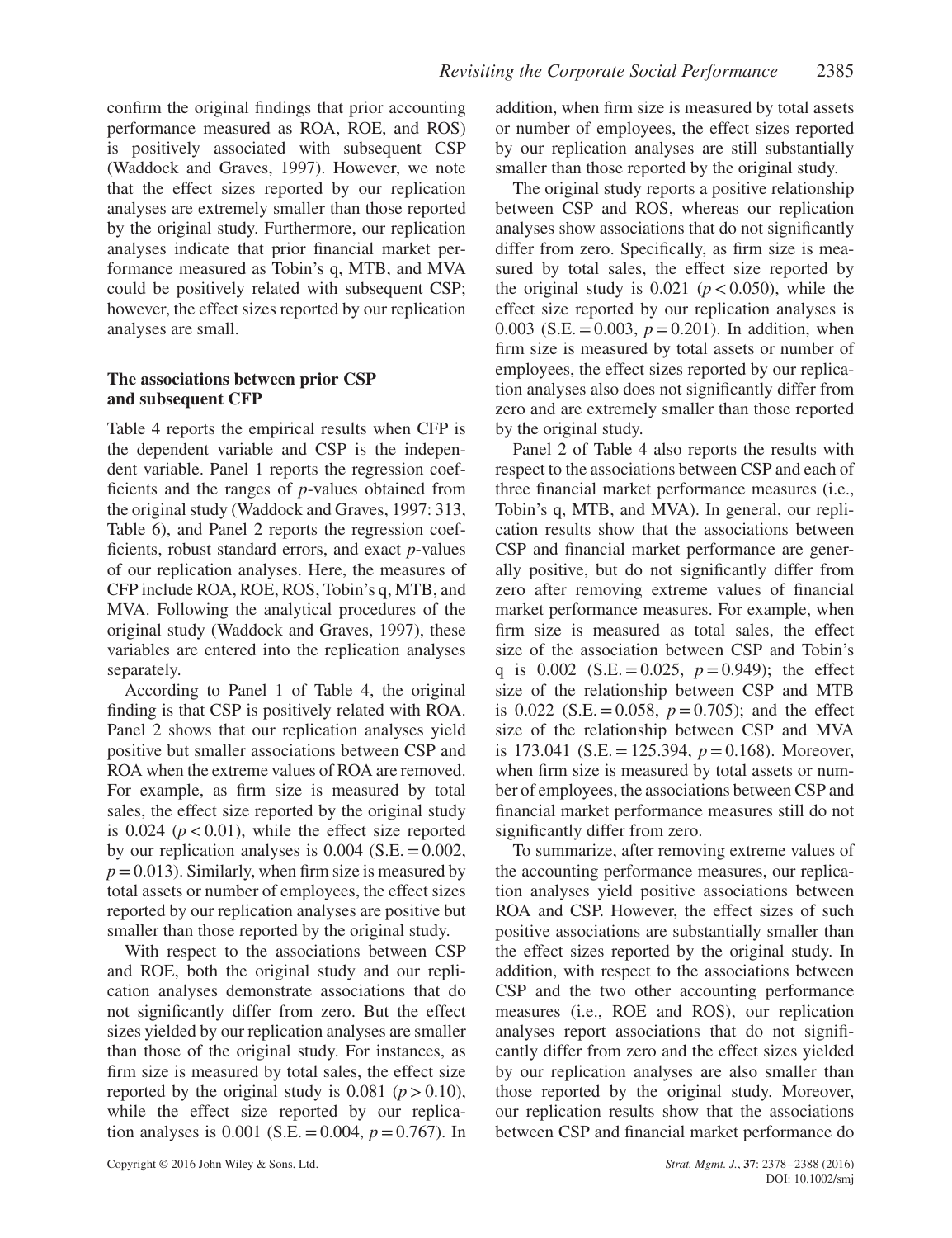confirm the original findings that prior accounting performance measured as ROA, ROE, and ROS) is positively associated with subsequent CSP (Waddock and Graves, 1997). However, we note that the effect sizes reported by our replication analyses are extremely smaller than those reported by the original study. Furthermore, our replication analyses indicate that prior financial market performance measured as Tobin's q, MTB, and MVA could be positively related with subsequent CSP; however, the effect sizes reported by our replication analyses are small.

### The associations between prior CSP and subsequent CFP

Table 4 reports the empirical results when CFP is the dependent variable and CSP is the independent variable. Panel 1 reports the regression coefficients and the ranges of *p*-values obtained from the original study (Waddock and Graves, 1997: 313, Table 6), and Panel 2 reports the regression coefficients, robust standard errors, and exact *p*-values of our replication analyses. Here, the measures of CFP include ROA, ROE, ROS, Tobin's q, MTB, and MVA. Following the analytical procedures of the original study (Waddock and Graves, 1997), these variables are entered into the replication analyses separately.

According to Panel 1 of Table 4, the original finding is that CSP is positively related with ROA. Panel 2 shows that our replication analyses yield positive but smaller associations between CSP and ROA when the extreme values of ROA are removed. For example, as firm size is measured by total sales, the effect size reported by the original study is 0.024 ($p < 0.01$), while the effect size reported by our replication analyses is 0.004 (S.E. = 0.002, $p = 0.013$). Similarly, when firm size is measured by total assets or number of employees, the effect sizes reported by our replication analyses are positive but smaller than those reported by the original study.

With respect to the associations between CSP and ROE, both the original study and our replication analyses demonstrate associations that do not significantly differ from zero. But the effect sizes yielded by our replication analyses are smaller than those of the original study. For instances, as firm size is measured by total sales, the effect size reported by the original study is 0.081 ($p > 0.10$), while the effect size reported by our replication analyses is 0.001 (S.E. = 0.004, $p = 0.767$). In addition, when firm size is measured by total assets or number of employees, the effect sizes reported by our replication analyses are still substantially smaller than those reported by the original study.

The original study reports a positive relationship between CSP and ROS, whereas our replication analyses show associations that do not significantly differ from zero. Specifically, as firm size is measured by total sales, the effect size reported by the original study is 0.021 ($p < 0.050$), while the effect size reported by our replication analyses is 0.003 (S.E. = 0.003, $p = 0.201$). In addition, when firm size is measured by total assets or number of employees, the effect sizes reported by our replication analyses also does not significantly differ from zero and are extremely smaller than those reported by the original study.

Panel 2 of Table 4 also reports the results with respect to the associations between CSP and each of three financial market performance measures (i.e., Tobin's q, MTB, and MVA). In general, our replication results show that the associations between CSP and financial market performance are generally positive, but do not significantly differ from zero after removing extreme values of financial market performance measures. For example, when firm size is measured as total sales, the effect size of the association between CSP and Tobin's q is 0.002 (S.E. = 0.025, $p = 0.949$); the effect size of the relationship between CSP and MTB is 0.022 (S.E. = 0.058, $p = 0.705$); and the effect size of the relationship between CSP and MVA is 173.041 (S.E. = 125.394, $p = 0.168$). Moreover, when firm size is measured by total assets or number of employees, the associations between CSP and financial market performance measures still do not significantly differ from zero.

To summarize, after removing extreme values of the accounting performance measures, our replication analyses yield positive associations between ROA and CSP. However, the effect sizes of such positive associations are substantially smaller than the effect sizes reported by the original study. In addition, with respect to the associations between CSP and the two other accounting performance measures (i.e., ROE and ROS), our replication analyses report associations that do not significantly differ from zero and the effect sizes yielded by our replication analyses are also smaller than those reported by the original study. Moreover, our replication results show that the associations between CSP and financial market performance do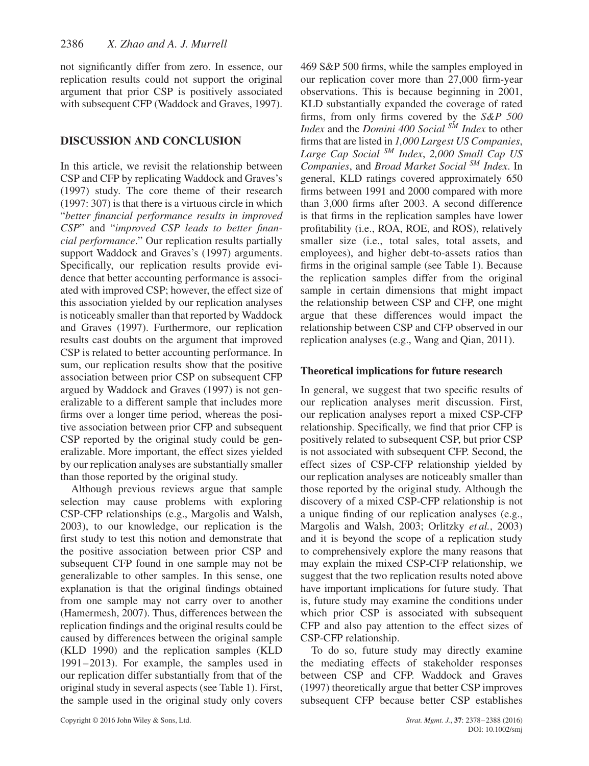not significantly differ from zero. In essence, our replication results could not support the original argument that prior CSP is positively associated with subsequent CFP (Waddock and Graves, 1997).

## DISCUSSION AND CONCLUSION

In this article, we revisit the relationship between CSP and CFP by replicating Waddock and Graves's (1997) study. The core theme of their research (1997: 307) is that there is a virtuous circle in which "*better financial performance results in improved CSP*" and "*improved CSP leads to better financial performance*." Our replication results partially support Waddock and Graves's (1997) arguments. Specifically, our replication results provide evidence that better accounting performance is associated with improved CSP; however, the effect size of this association yielded by our replication analyses is noticeably smaller than that reported by Waddock and Graves (1997). Furthermore, our replication results cast doubts on the argument that improved CSP is related to better accounting performance. In sum, our replication results show that the positive association between prior CSP on subsequent CFP argued by Waddock and Graves (1997) is not generalizable to a different sample that includes more firms over a longer time period, whereas the positive association between prior CFP and subsequent CSP reported by the original study could be generalizable. More important, the effect sizes yielded by our replication analyses are substantially smaller than those reported by the original study.

Although previous reviews argue that sample selection may cause problems with exploring CSP-CFP relationships (e.g., Margolis and Walsh, 2003), to our knowledge, our replication is the first study to test this notion and demonstrate that the positive association between prior CSP and subsequent CFP found in one sample may not be generalizable to other samples. In this sense, one explanation is that the original findings obtained from one sample may not carry over to another (Hamermesh, 2007). Thus, differences between the replication findings and the original results could be caused by differences between the original sample (KLD 1990) and the replication samples (KLD 1991–2013). For example, the samples used in our replication differ substantially from that of the original study in several aspects (see Table 1). First, the sample used in the original study only covers 469 S&P 500 firms, while the samples employed in our replication cover more than 27,000 firm-year observations. This is because beginning in 2001, KLD substantially expanded the coverage of rated firms, from only firms covered by the *S&P 500 Index* and the *Domini 400 Social* *SM* *Index* to other firms that are listed in *1,000 Largest US Companies*, *Large Cap Social* *SM* *Index*, *2,000 Small Cap US Companies*, and *Broad Market Social* *SM* *Index*. In general, KLD ratings covered approximately 650 firms between 1991 and 2000 compared with more than 3,000 firms after 2003. A second difference is that firms in the replication samples have lower profitability (i.e., ROA, ROE, and ROS), relatively smaller size (i.e., total sales, total assets, and employees), and higher debt-to-assets ratios than firms in the original sample (see Table 1). Because the replication samples differ from the original sample in certain dimensions that might impact the relationship between CSP and CFP, one might argue that these differences would impact the relationship between CSP and CFP observed in our replication analyses (e.g., Wang and Qian, 2011).

### Theoretical implications for future research

In general, we suggest that two specific results of our replication analyses merit discussion. First, our replication analyses report a mixed CSP-CFP relationship. Specifically, we find that prior CFP is positively related to subsequent CSP, but prior CSP is not associated with subsequent CFP. Second, the effect sizes of CSP-CFP relationship yielded by our replication analyses are noticeably smaller than those reported by the original study. Although the discovery of a mixed CSP-CFP relationship is not a unique finding of our replication analyses (e.g., Margolis and Walsh, 2003; Orlitzky *et al.*, 2003) and it is beyond the scope of a replication study to comprehensively explore the many reasons that may explain the mixed CSP-CFP relationship, we suggest that the two replication results noted above have important implications for future study. That is, future study may examine the conditions under which prior CSP is associated with subsequent CFP and also pay attention to the effect sizes of CSP-CFP relationship.

To do so, future study may directly examine the mediating effects of stakeholder responses between CSP and CFP. Waddock and Graves (1997) theoretically argue that better CSP improves subsequent CFP because better CSP establishes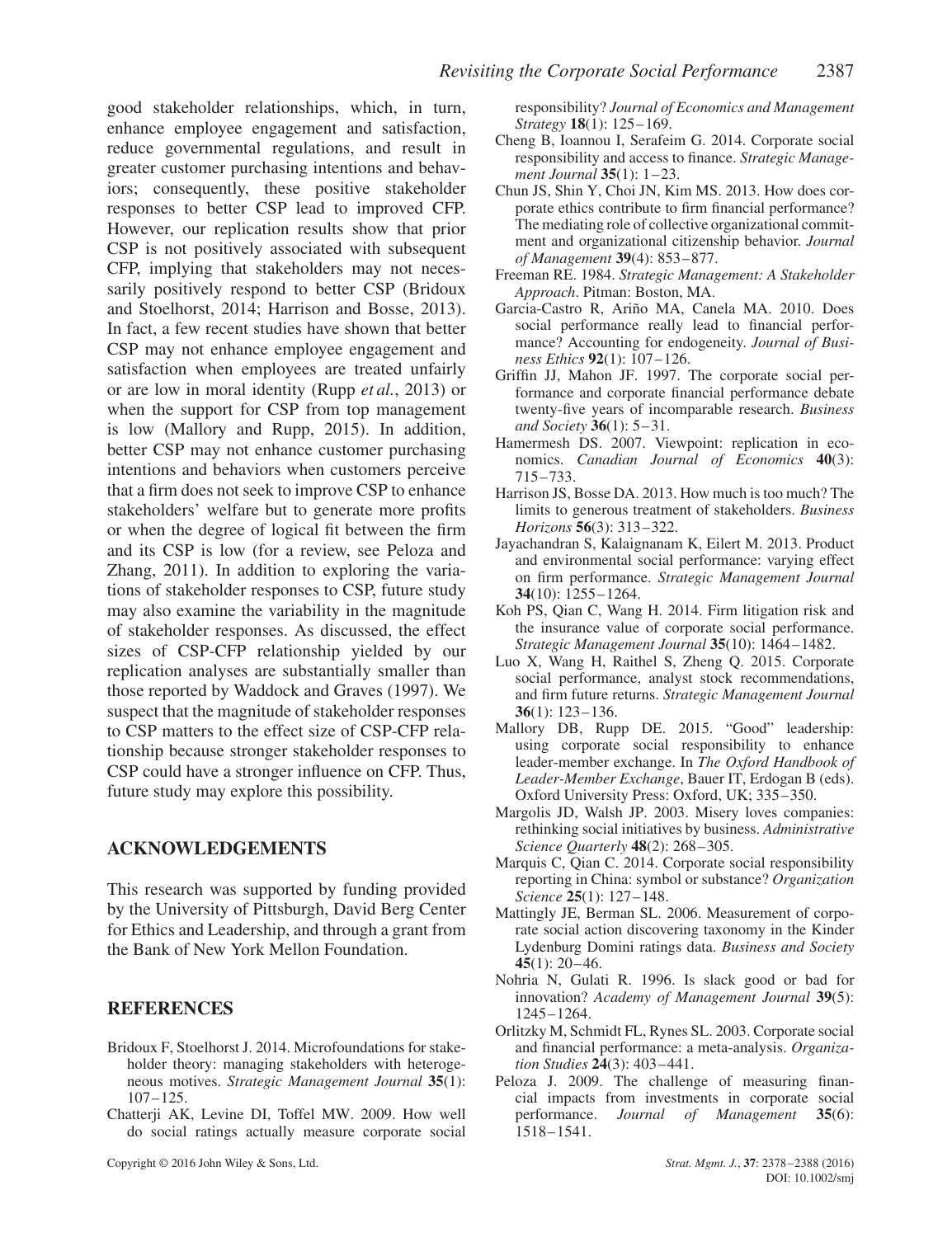good stakeholder relationships, which, in turn, enhance employee engagement and satisfaction, reduce governmental regulations, and result in greater customer purchasing intentions and behaviors; consequently, these positive stakeholder responses to better CSP lead to improved CFP. However, our replication results show that prior CSP is not positively associated with subsequent CFP, implying that stakeholders may not necessarily positively respond to better CSP (Bridoux and Stoelhorst, 2014; Harrison and Bosse, 2013). In fact, a few recent studies have shown that better CSP may not enhance employee engagement and satisfaction when employees are treated unfairly or are low in moral identity (Rupp *et al.*, 2013) or when the support for CSP from top management is low (Mallory and Rupp, 2015). In addition, better CSP may not enhance customer purchasing intentions and behaviors when customers perceive that a firm does not seek to improve CSP to enhance stakeholders' welfare but to generate more profits or when the degree of logical fit between the firm and its CSP is low (for a review, see Peloza and Zhang, 2011). In addition to exploring the variations of stakeholder responses to CSP, future study may also examine the variability in the magnitude of stakeholder responses. As discussed, the effect sizes of CSP-CFP relationship yielded by our replication analyses are substantially smaller than those reported by Waddock and Graves (1997). We suspect that the magnitude of stakeholder responses to CSP matters to the effect size of CSP-CFP relationship because stronger stakeholder responses to CSP could have a stronger influence on CFP. Thus, future study may explore this possibility.

## ACKNOWLEDGEMENTS

This research was supported by funding provided by the University of Pittsburgh, David Berg Center for Ethics and Leadership, and through a grant from the Bank of New York Mellon Foundation.

## REFERENCES

Bridoux F, Stoelhorst J. 2014. Microfoundations for stakeholder theory: managing stakeholders with heterogeneous motives. *Strategic Management Journal* **35**(1): 107–125.

Chatterji AK, Levine DI, Toffel MW. 2009. How well do social ratings actually measure corporate social responsibility? *Journal of Economics and Management Strategy* **18**(1): 125–169.

Cheng B, Ioannou I, Serafeim G. 2014. Corporate social responsibility and access to finance. *Strategic Management Journal* **35**(1): 1–23.

Chun JS, Shin Y, Choi JN, Kim MS. 2013. How does corporate ethics contribute to firm financial performance? The mediating role of collective organizational commitment and organizational citizenship behavior. *Journal of Management* **39**(4): 853–877.

Freeman RE. 1984. *Strategic Management: A Stakeholder Approach*. Pitman: Boston, MA.

Garcia-Castro R, Ariño MA, Canela MA. 2010. Does social performance really lead to financial performance? Accounting for endogeneity. *Journal of Business Ethics* **92**(1): 107–126.

Griffin JJ, Mahon JF. 1997. The corporate social performance and corporate financial performance debate twenty-five years of incomparable research. *Business and Society* **36**(1): 5–31.

Hamermesh DS. 2007. Viewpoint: replication in economics. *Canadian Journal of Economics* **40**(3): 715–733.

Harrison JS, Bosse DA. 2013. How much is too much? The limits to generous treatment of stakeholders. *Business Horizons* **56**(3): 313–322.

Jayachandran S, Kalaignanam K, Eilert M. 2013. Product and environmental social performance: varying effect on firm performance. *Strategic Management Journal* **34**(10): 1255–1264.

Koh PS, Qian C, Wang H. 2014. Firm litigation risk and the insurance value of corporate social performance. *Strategic Management Journal* **35**(10): 1464–1482.

Luo X, Wang H, Raithel S, Zheng Q. 2015. Corporate social performance, analyst stock recommendations, and firm future returns. *Strategic Management Journal* **36**(1): 123–136.

Mallory DB, Rupp DE. 2015. "Good" leadership: using corporate social responsibility to enhance leader-member exchange. In *The Oxford Handbook of Leader-Member Exchange*, Bauer IT, Erdogan B (eds). Oxford University Press: Oxford, UK; 335–350.

Margolis JD, Walsh JP. 2003. Misery loves companies: rethinking social initiatives by business. *Administrative Science Quarterly* **48**(2): 268–305.

Marquis C, Qian C. 2014. Corporate social responsibility reporting in China: symbol or substance? *Organization Science* **25**(1): 127–148.

Mattingly JE, Berman SL. 2006. Measurement of corporate social action discovering taxonomy in the Kinder Lydenburg Domini ratings data. *Business and Society* **45**(1): 20–46.

Nohria N, Gulati R. 1996. Is slack good or bad for innovation? *Academy of Management Journal* **39**(5): 1245–1264.

Orlitzky M, Schmidt FL, Rynes SL. 2003. Corporate social and financial performance: a meta-analysis. *Organization Studies* **24**(3): 403–441.

Peloza J. 2009. The challenge of measuring financial impacts from investments in corporate social performance. *Journal of Management* **35**(6): 1518–1541.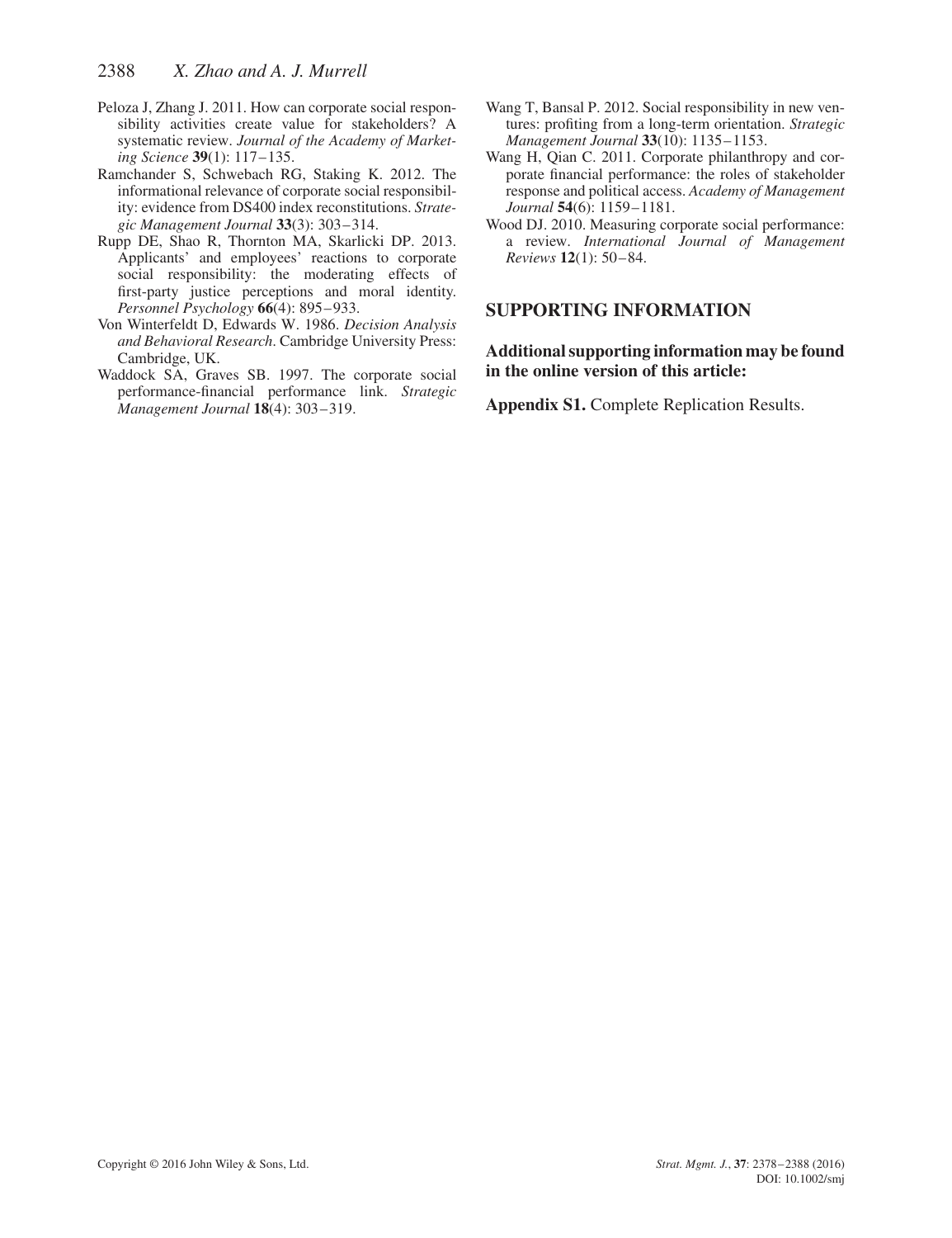Peloza J, Zhang J. 2011. How can corporate social responsibility activities create value for stakeholders? A systematic review. *Journal of the Academy of Marketing Science* **39**(1): 117–135.

Ramchander S, Schwebach RG, Staking K. 2012. The informational relevance of corporate social responsibility: evidence from DS400 index reconstitutions. *Strategic Management Journal* **33**(3): 303–314.

Rupp DE, Shao R, Thornton MA, Skarlicki DP. 2013. Applicants' and employees' reactions to corporate social responsibility: the moderating effects of first-party justice perceptions and moral identity. *Personnel Psychology* **66**(4): 895–933.

Von Winterfeldt D, Edwards W. 1986. *Decision Analysis and Behavioral Research*. Cambridge University Press: Cambridge, UK.

Waddock SA, Graves SB. 1997. The corporate social performance-financial performance link. *Strategic Management Journal* **18**(4): 303–319.

Wang T, Bansal P. 2012. Social responsibility in new ventures: profiting from a long-term orientation. *Strategic Management Journal* **33**(10): 1135–1153.

Wang H, Qian C. 2011. Corporate philanthropy and corporate financial performance: the roles of stakeholder response and political access. *Academy of Management Journal* **54**(6): 1159–1181.

Wood DJ. 2010. Measuring corporate social performance: a review. *International Journal of Management Reviews* **12**(1): 50–84.

## SUPPORTING INFORMATION

**Additional supporting information may be found in the online version of this article:**

**Appendix S1.** Complete Replication Results.